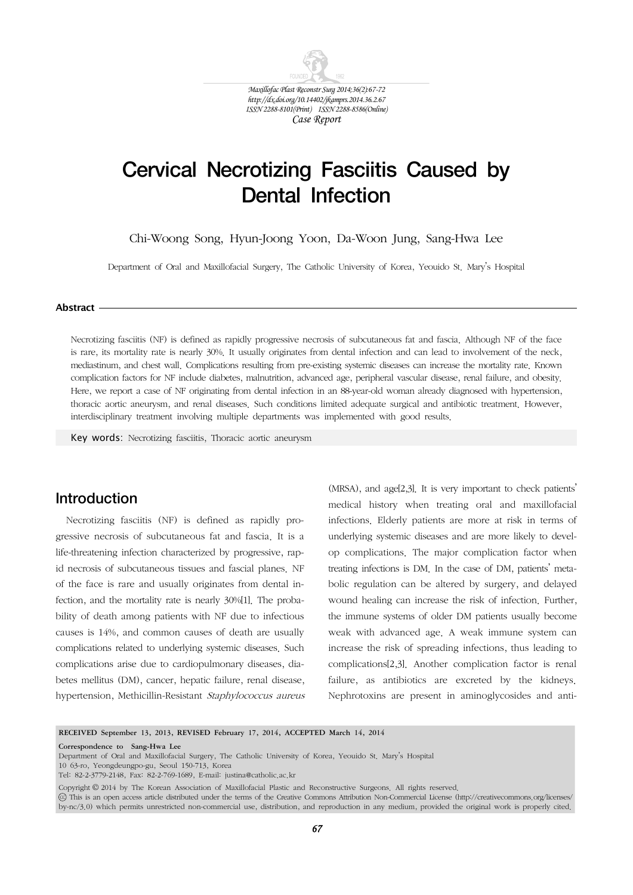*Case Report*

# Cervical Necrotizing Fasciitis Caused by Dental Infection

Chi-Woong Song, Hyun-Joong Yoon, Da-Woon Jung, Sang-Hwa Lee

Department of Oral and Maxillofacial Surgery, The Catholic University of Korea, Yeouido St. Mary's Hospital

## Abstract

Necrotizing fasciitis (NF) is defined as rapidly progressive necrosis of subcutaneous fat and fascia. Although NF of the face is rare, its mortality rate is nearly 30%. It usually originates from dental infection and can lead to involvement of the neck, mediastinum, and chest wall. Complications resulting from pre-existing systemic diseases can increase the mortality rate. Known complication factors for NF include diabetes, malnutrition, advanced age, peripheral vascular disease, renal failure, and obesity. Here, we report a case of NF originating from dental infection in an 88-year-old woman already diagnosed with hypertension, thoracic aortic aneurysm, and renal diseases. Such conditions limited adequate surgical and antibiotic treatment. However, interdisciplinary treatment involving multiple departments was implemented with good results.

**Key words:** Necrotizing fasciitis, Thoracic aortic aneurysm

## Introduction

Necrotizing fasciitis (NF) is defined as rapidly progressive necrosis of subcutaneous fat and fascia. It is a life-threatening infection characterized by progressive, rapid necrosis of subcutaneous tissues and fascial planes. NF of the face is rare and usually originates from dental infection, and the mortality rate is nearly 30%[1]. The probability of death among patients with NF due to infectious causes is 14%, and common causes of death are usually complications related to underlying systemic diseases. Such complications arise due to cardiopulmonary diseases, diabetes mellitus (DM), cancer, hepatic failure, renal disease, hypertension, Methicillin-Resistant *Staphylococcus aureus* (MRSA), and age[2,3]. It is very important to check patients' medical history when treating oral and maxillofacial infections. Elderly patients are more at risk in terms of underlying systemic diseases and are more likely to develop complications. The major complication factor when treating infections is DM. In the case of DM, patients' metabolic regulation can be altered by surgery, and delayed wound healing can increase the risk of infection. Further, the immune systems of older DM patients usually become weak with advanced age. A weak immune system can increase the risk of spreading infections, thus leading to complications[2,3]. Another complication factor is renal failure, as antibiotics are excreted by the kidneys. Nephrotoxins are present in aminoglycosides and anti-

RECEIVED September 13, 2013, REVISED February 17, 2014, ACCEPTED March 14, 2014

Correspondence to Sang-Hwa Lee
Department of Oral and Maxillofacial Surgery, The Catholic University of Korea, Yeouido St. Mary's Hospital
10 63-ro, Yeongdeungpo-gu, Seoul 150-713, Korea
Tel: 82-2-3779-2148, Fax: 82-2-769-1689, E-mail: justina@catholic.ac.kr

Copyright © 2014 by The Korean Association of Maxillofacial Plastic and Reconstructive Surgeons. All rights reserved.
This is an open access article distributed under the terms of the Creative Commons Attribution Non-Commercial License (http://creativecommons.org/licenses/by-nc/3.0) which permits unrestricted non-commercial use, distribution, and reproduction in any medium, provided the original work is properly cited.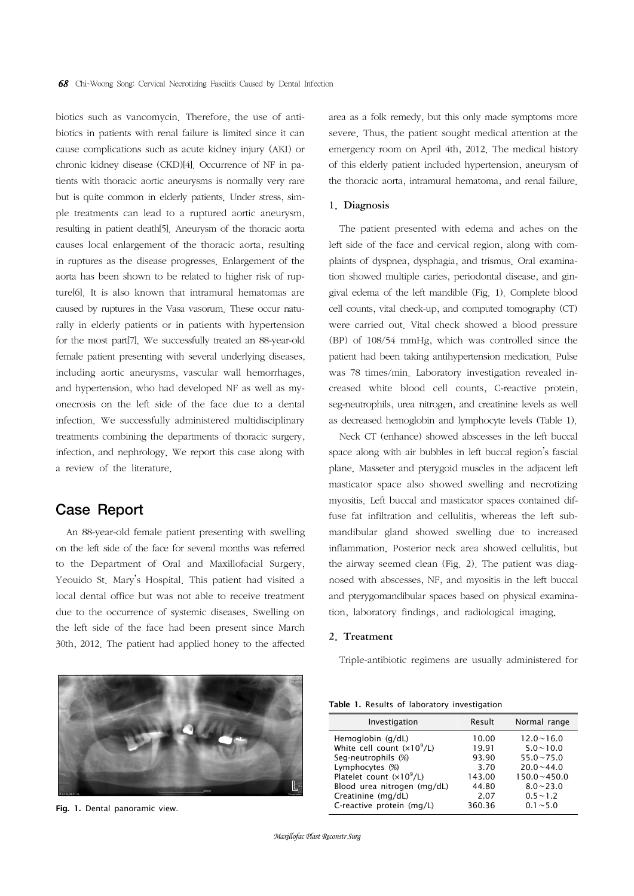biotics such as vancomycin. Therefore, the use of antibiotics in patients with renal failure is limited since it can cause complications such as acute kidney injury (AKI) or chronic kidney disease (CKD)[4]. Occurrence of NF in patients with thoracic aortic aneurysms is normally very rare but is quite common in elderly patients. Under stress, simple treatments can lead to a ruptured aortic aneurysm, resulting in patient death[5]. Aneurysm of the thoracic aorta causes local enlargement of the thoracic aorta, resulting in ruptures as the disease progresses. Enlargement of the aorta has been shown to be related to higher risk of rupture[6]. It is also known that intramural hematomas are caused by ruptures in the Vasa vasorum. These occur naturally in elderly patients or in patients with hypertension for the most part[7]. We successfully treated an 88-year-old female patient presenting with several underlying diseases, including aortic aneurysms, vascular wall hemorrhages, and hypertension, who had developed NF as well as myonecrosis on the left side of the face due to a dental infection. We successfully administered multidisciplinary treatments combining the departments of thoracic surgery, infection, and nephrology. We report this case along with a review of the literature.

## Case Report

An 88-year-old female patient presenting with swelling on the left side of the face for several months was referred to the Department of Oral and Maxillofacial Surgery, Yeouido St. Mary's Hospital. This patient had visited a local dental office but was not able to receive treatment due to the occurrence of systemic diseases. Swelling on the left side of the face had been present since March 30th, 2012. The patient had applied honey to the affected area as a folk remedy, but this only made symptoms more severe. Thus, the patient sought medical attention at the emergency room on April 4th, 2012. The medical history of this elderly patient included hypertension, aneurysm of the thoracic aorta, intramural hematoma, and renal failure.

### 1. Diagnosis

The patient presented with edema and aches on the left side of the face and cervical region, along with complaints of dyspnea, dysphagia, and trismus. Oral examination showed multiple caries, periodontal disease, and gingival edema of the left mandible (Fig. 1). Complete blood cell counts, vital check-up, and computed tomography (CT) were carried out. Vital check showed a blood pressure (BP) of 108/54 mmHg, which was controlled since the patient had been taking antihypertension medication. Pulse was 78 times/min. Laboratory investigation revealed increased white blood cell counts, C-reactive protein, seg-neutrophils, urea nitrogen, and creatinine levels as well as decreased hemoglobin and lymphocyte levels (Table 1).

Neck CT (enhance) showed abscesses in the left buccal space along with air bubbles in left buccal region's fascial plane. Masseter and pterygoid muscles in the adjacent left masticator space also showed swelling and necrotizing myositis. Left buccal and masticator spaces contained diffuse fat infiltration and cellulitis, whereas the left submandibular gland showed swelling due to increased inflammation. Posterior neck area showed cellulitis, but the airway seemed clean (Fig. 2). The patient was diagnosed with abscesses, NF, and myositis in the left buccal and pterygomandibular spaces based on physical examination, laboratory findings, and radiological imaging.

### 2. Treatment

Triple-antibiotic regimens are usually administered for

Fig. 1. Dental panoramic view.

**Table 1.** Results of laboratory investigation

| Investigation | Result | Normal range |
|---|---|---|
| Hemoglobin (g/dL) | 10.00 | 12.0~16.0 |
| White cell count ($\times10^9$/L) | 19.91 | 5.0~10.0 |
| Seg-neutrophils (%) | 93.90 | 55.0~75.0 |
| Lymphocytes (%) | 3.70 | 20.0~44.0 |
| Platelet count ($\times10^9$/L) | 143.00 | 150.0~450.0 |
| Blood urea nitrogen (mg/dL) | 44.80 | 8.0~23.0 |
| Creatinine (mg/dL) | 2.07 | 0.5~1.2 |
| C-reactive protein (mg/L) | 360.36 | 0.1~5.0 |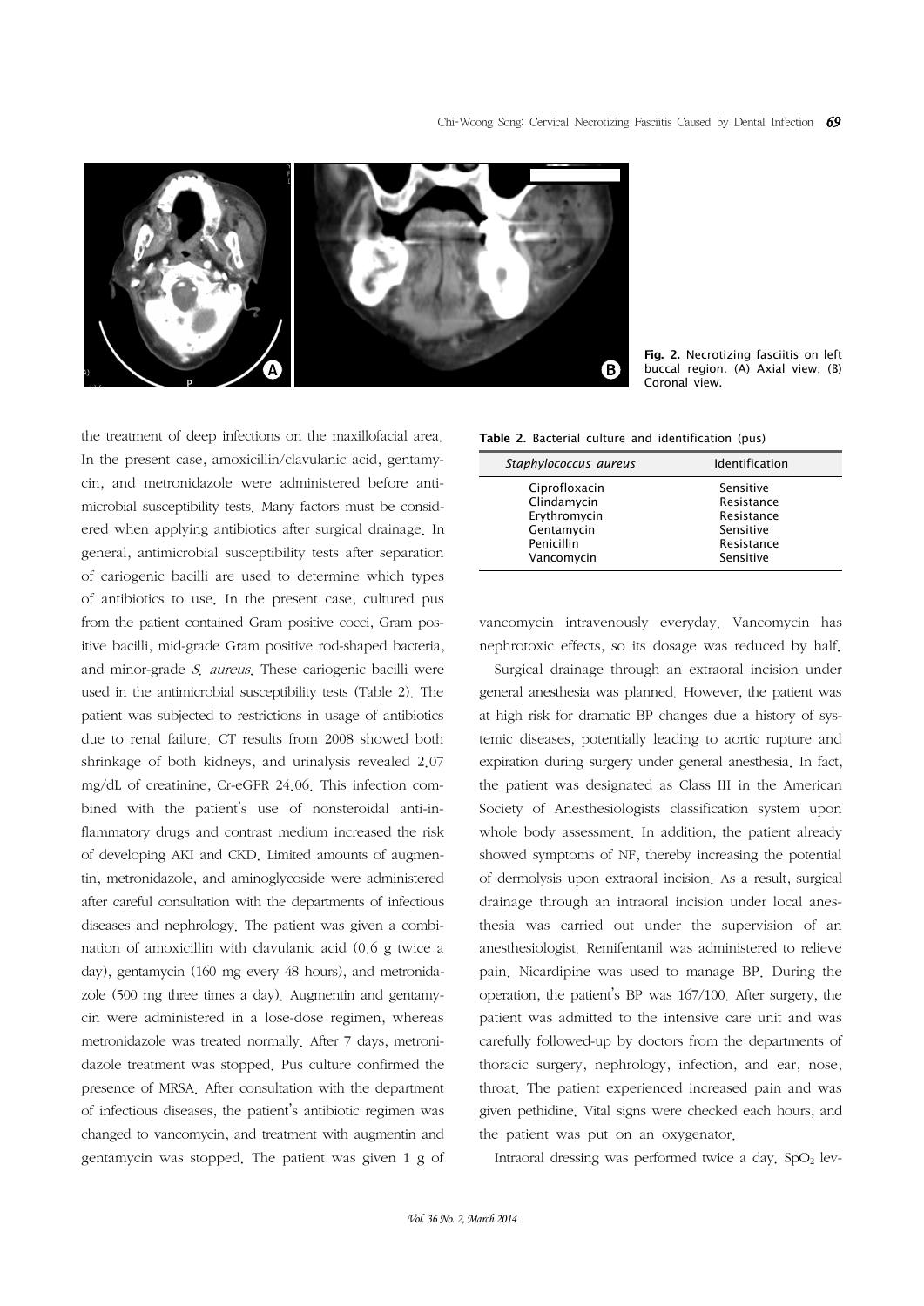Fig. 2. Necrotizing fasciitis on left buccal region. (A) Axial view; (B) Coronal view.

the treatment of deep infections on the maxillofacial area. In the present case, amoxicillin/clavulanic acid, gentamycin, and metronidazole were administered before antimicrobial susceptibility tests. Many factors must be considered when applying antibiotics after surgical drainage. In general, antimicrobial susceptibility tests after separation of cariogenic bacilli are used to determine which types of antibiotics to use. In the present case, cultured pus from the patient contained Gram positive cocci, Gram positive bacilli, mid-grade Gram positive rod-shaped bacteria, and minor-grade *S. aureus*. These cariogenic bacilli were used in the antimicrobial susceptibility tests (Table 2). The patient was subjected to restrictions in usage of antibiotics due to renal failure. CT results from 2008 showed both shrinkage of both kidneys, and urinalysis revealed 2.07 mg/dL of creatinine, Cr-eGFR 24.06. This infection combined with the patient's use of nonsteroidal anti-inflammatory drugs and contrast medium increased the risk of developing AKI and CKD. Limited amounts of augmentin, metronidazole, and aminoglycoside were administered after careful consultation with the departments of infectious diseases and nephrology. The patient was given a combination of amoxicillin with clavulanic acid (0.6 g twice a day), gentamycin (160 mg every 48 hours), and metronidazole (500 mg three times a day). Augmentin and gentamycin were administered in a lose-dose regimen, whereas metronidazole was treated normally. After 7 days, metronidazole treatment was stopped. Pus culture confirmed the presence of MRSA. After consultation with the department of infectious diseases, the patient's antibiotic regimen was changed to vancomycin, and treatment with augmentin and gentamycin was stopped. The patient was given 1 g of

**Table 2.** Bacterial culture and identification (pus)

| *Staphylococcus aureus* | Identification |
|---|---|
| Ciprofloxacin | Sensitive |
| Clindamycin | Resistance |
| Erythromycin | Resistance |
| Gentamycin | Sensitive |
| Penicillin | Resistance |
| Vancomycin | Sensitive |

vancomycin intravenously everyday. Vancomycin has nephrotoxic effects, so its dosage was reduced by half.

Surgical drainage through an extraoral incision under general anesthesia was planned. However, the patient was at high risk for dramatic BP changes due a history of systemic diseases, potentially leading to aortic rupture and expiration during surgery under general anesthesia. In fact, the patient was designated as Class III in the American Society of Anesthesiologists classification system upon whole body assessment. In addition, the patient already showed symptoms of NF, thereby increasing the potential of dermolysis upon extraoral incision. As a result, surgical drainage through an intraoral incision under local anesthesia was carried out under the supervision of an anesthesiologist. Remifentanil was administered to relieve pain. Nicardipine was used to manage BP. During the operation, the patient's BP was 167/100. After surgery, the patient was admitted to the intensive care unit and was carefully followed-up by doctors from the departments of thoracic surgery, nephrology, infection, and ear, nose, throat. The patient experienced increased pain and was given pethidine. Vital signs were checked each hours, and the patient was put on an oxygenator.

Intraoral dressing was performed twice a day. $SpO_2$ lev-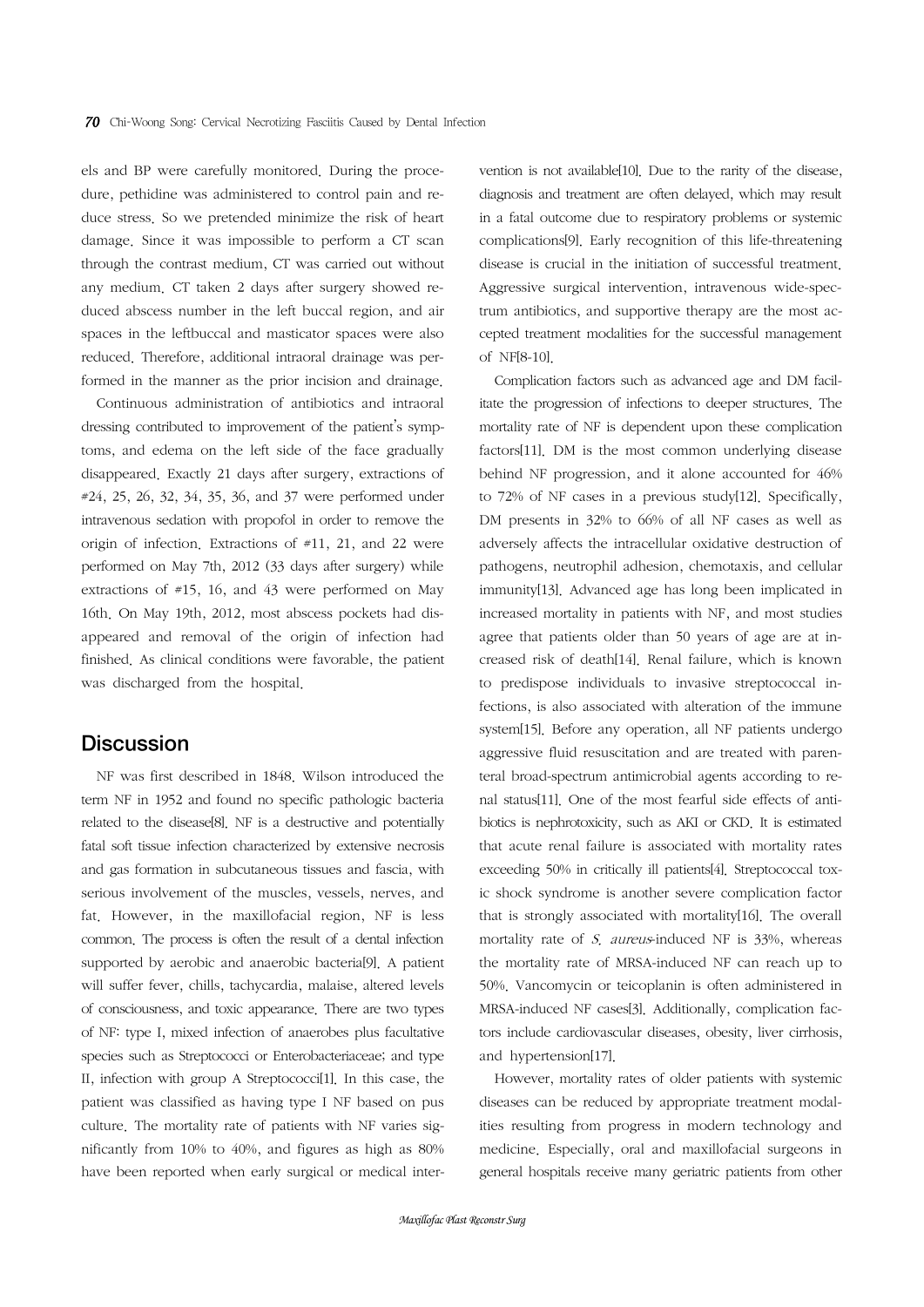els and BP were carefully monitored. During the procedure, pethidine was administered to control pain and reduce stress. So we pretended minimize the risk of heart damage. Since it was impossible to perform a CT scan through the contrast medium, CT was carried out without any medium. CT taken 2 days after surgery showed reduced abscess number in the left buccal region, and air spaces in the leftbuccal and masticator spaces were also reduced. Therefore, additional intraoral drainage was performed in the manner as the prior incision and drainage.

Continuous administration of antibiotics and intraoral dressing contributed to improvement of the patient's symptoms, and edema on the left side of the face gradually disappeared. Exactly 21 days after surgery, extractions of #24, 25, 26, 32, 34, 35, 36, and 37 were performed under intravenous sedation with propofol in order to remove the origin of infection. Extractions of #11, 21, and 22 were performed on May 7th, 2012 (33 days after surgery) while extractions of #15, 16, and 43 were performed on May 16th. On May 19th, 2012, most abscess pockets had disappeared and removal of the origin of infection had finished. As clinical conditions were favorable, the patient was discharged from the hospital.

## Discussion

NF was first described in 1848. Wilson introduced the term NF in 1952 and found no specific pathologic bacteria related to the disease[8]. NF is a destructive and potentially fatal soft tissue infection characterized by extensive necrosis and gas formation in subcutaneous tissues and fascia, with serious involvement of the muscles, vessels, nerves, and fat. However, in the maxillofacial region, NF is less common. The process is often the result of a dental infection supported by aerobic and anaerobic bacteria[9]. A patient will suffer fever, chills, tachycardia, malaise, altered levels of consciousness, and toxic appearance. There are two types of NF: type I, mixed infection of anaerobes plus facultative species such as Streptococci or Enterobacteriaceae; and type II, infection with group A Streptococci[1]. In this case, the patient was classified as having type I NF based on pus culture. The mortality rate of patients with NF varies significantly from 10% to 40%, and figures as high as 80% have been reported when early surgical or medical intervention is not available[10]. Due to the rarity of the disease, diagnosis and treatment are often delayed, which may result in a fatal outcome due to respiratory problems or systemic complications[9]. Early recognition of this life-threatening disease is crucial in the initiation of successful treatment. Aggressive surgical intervention, intravenous wide-spectrum antibiotics, and supportive therapy are the most accepted treatment modalities for the successful management of NF[8-10].

Complication factors such as advanced age and DM facilitate the progression of infections to deeper structures. The mortality rate of NF is dependent upon these complication factors[11]. DM is the most common underlying disease behind NF progression, and it alone accounted for 46% to 72% of NF cases in a previous study[12]. Specifically, DM presents in 32% to 66% of all NF cases as well as adversely affects the intracellular oxidative destruction of pathogens, neutrophil adhesion, chemotaxis, and cellular immunity[13]. Advanced age has long been implicated in increased mortality in patients with NF, and most studies agree that patients older than 50 years of age are at increased risk of death[14]. Renal failure, which is known to predispose individuals to invasive streptococcal infections, is also associated with alteration of the immune system[15]. Before any operation, all NF patients undergo aggressive fluid resuscitation and are treated with parenteral broad-spectrum antimicrobial agents according to renal status[11]. One of the most fearful side effects of antibiotics is nephrotoxicity, such as AKI or CKD. It is estimated that acute renal failure is associated with mortality rates exceeding 50% in critically ill patients[4]. Streptococcal toxic shock syndrome is another severe complication factor that is strongly associated with mortality[16]. The overall mortality rate of *S. aureus*-induced NF is 33%, whereas the mortality rate of MRSA-induced NF can reach up to 50%. Vancomycin or teicoplanin is often administered in MRSA-induced NF cases[3]. Additionally, complication factors include cardiovascular diseases, obesity, liver cirrhosis, and hypertension[17].

However, mortality rates of older patients with systemic diseases can be reduced by appropriate treatment modalities resulting from progress in modern technology and medicine. Especially, oral and maxillofacial surgeons in general hospitals receive many geriatric patients from other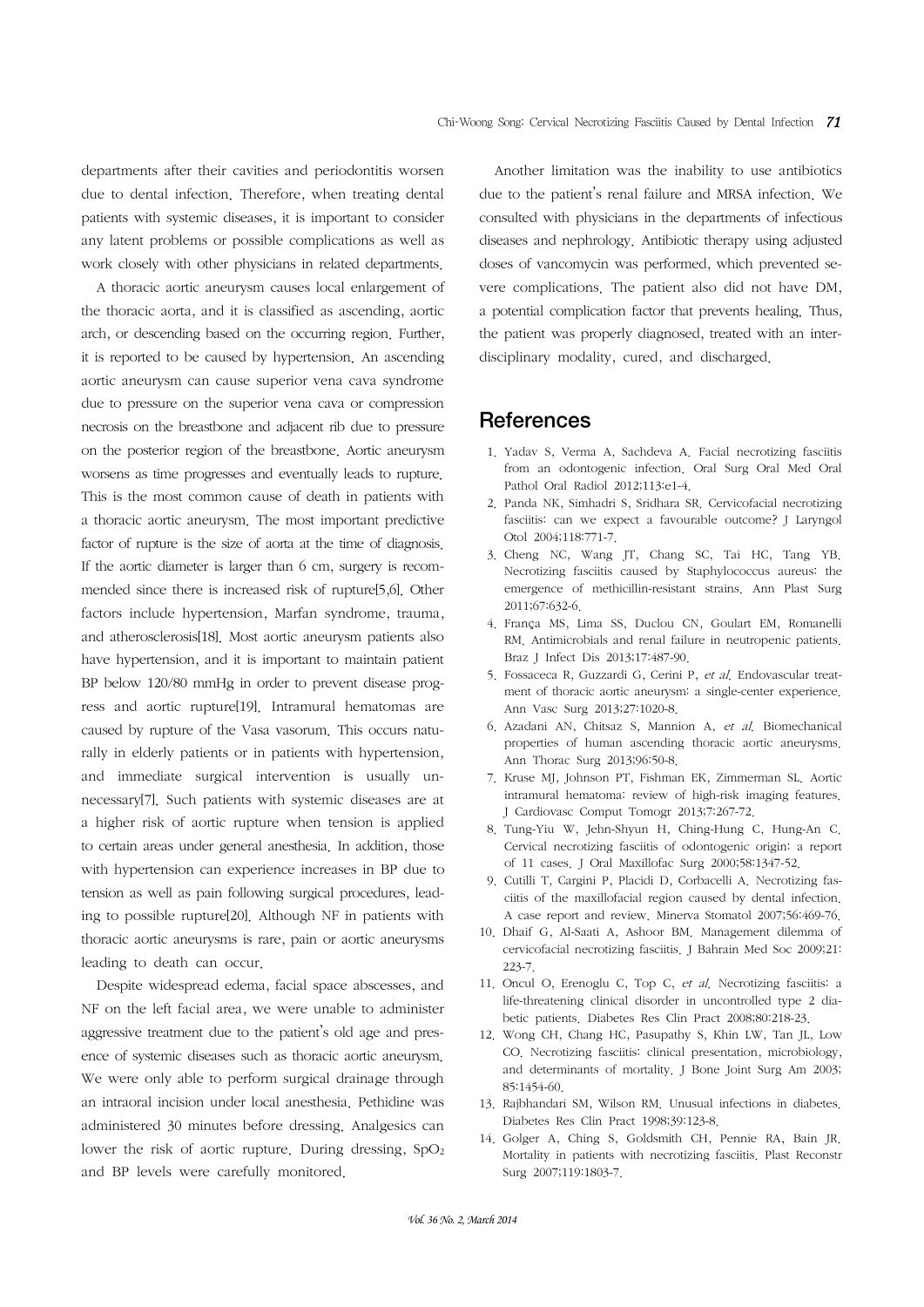departments after their cavities and periodontitis worsen due to dental infection. Therefore, when treating dental patients with systemic diseases, it is important to consider any latent problems or possible complications as well as work closely with other physicians in related departments.

A thoracic aortic aneurysm causes local enlargement of the thoracic aorta, and it is classified as ascending, aortic arch, or descending based on the occurring region. Further, it is reported to be caused by hypertension. An ascending aortic aneurysm can cause superior vena cava syndrome due to pressure on the superior vena cava or compression necrosis on the breastbone and adjacent rib due to pressure on the posterior region of the breastbone. Aortic aneurysm worsens as time progresses and eventually leads to rupture. This is the most common cause of death in patients with a thoracic aortic aneurysm. The most important predictive factor of rupture is the size of aorta at the time of diagnosis. If the aortic diameter is larger than 6 cm, surgery is recommended since there is increased risk of rupture[5,6]. Other factors include hypertension, Marfan syndrome, trauma, and atherosclerosis[18]. Most aortic aneurysm patients also have hypertension, and it is important to maintain patient BP below 120/80 mmHg in order to prevent disease progress and aortic rupture[19]. Intramural hematomas are caused by rupture of the Vasa vasorum. This occurs naturally in elderly patients or in patients with hypertension, and immediate surgical intervention is usually unnecessary[7]. Such patients with systemic diseases are at a higher risk of aortic rupture when tension is applied to certain areas under general anesthesia. In addition, those with hypertension can experience increases in BP due to tension as well as pain following surgical procedures, leading to possible rupture[20]. Although NF in patients with thoracic aortic aneurysms is rare, pain or aortic aneurysms leading to death can occur.

Despite widespread edema, facial space abscesses, and NF on the left facial area, we were unable to administer aggressive treatment due to the patient's old age and presence of systemic diseases such as thoracic aortic aneurysm. We were only able to perform surgical drainage through an intraoral incision under local anesthesia. Pethidine was administered 30 minutes before dressing. Analgesics can lower the risk of aortic rupture. During dressing, $SpO_2$ and BP levels were carefully monitored.

Another limitation was the inability to use antibiotics due to the patient's renal failure and MRSA infection. We consulted with physicians in the departments of infectious diseases and nephrology. Antibiotic therapy using adjusted doses of vancomycin was performed, which prevented severe complications. The patient also did not have DM, a potential complication factor that prevents healing. Thus, the patient was properly diagnosed, treated with an interdisciplinary modality, cured, and discharged.

## References

1. Yadav S, Verma A, Sachdeva A. Facial necrotizing fasciitis from an odontogenic infection. Oral Surg Oral Med Oral Pathol Oral Radiol 2012;113:e1-4.
2. Panda NK, Simhadri S, Sridhara SR. Cervicofacial necrotizing fasciitis: can we expect a favourable outcome? J Laryngol Otol 2004;118:771-7.
3. Cheng NC, Wang JT, Chang SC, Tai HC, Tang YB. Necrotizing fasciitis caused by Staphylococcus aureus: the emergence of methicillin-resistant strains. Ann Plast Surg 2011;67:632-6.
4. França MS, Lima SS, Duclou CN, Goulart EM, Romanelli RM. Antimicrobials and renal failure in neutropenic patients. Braz J Infect Dis 2013;17:487-90.
5. Fossaceca R, Guzzardi G, Cerini P, *et al*. Endovascular treatment of thoracic aortic aneurysm: a single-center experience. Ann Vasc Surg 2013;27:1020-8.
6. Azadani AN, Chitsaz S, Mannion A, *et al*. Biomechanical properties of human ascending thoracic aortic aneurysms. Ann Thorac Surg 2013;96:50-8.
7. Kruse MJ, Johnson PT, Fishman EK, Zimmerman SL. Aortic intramural hematoma: review of high-risk imaging features. J Cardiovasc Comput Tomogr 2013;7:267-72.
8. Tung-Yiu W, Jehn-Shyun H, Ching-Hung C, Hung-An C. Cervical necrotizing fasciitis of odontogenic origin: a report of 11 cases. J Oral Maxillofac Surg 2000;58:1347-52.
9. Cutilli T, Cargini P, Placidi D, Corbacelli A. Necrotizing fasciitis of the maxillofacial region caused by dental infection. A case report and review. Minerva Stomatol 2007;56:469-76.
10. Dhaif G, Al-Saati A, Ashoor BM. Management dilemma of cervicofacial necrotizing fasciitis. J Bahrain Med Soc 2009;21:223-7.
11. Oncul O, Erenoglu C, Top C, *et al*. Necrotizing fasciitis: a life-threatening clinical disorder in uncontrolled type 2 diabetic patients. Diabetes Res Clin Pract 2008;80:218-23.
12. Wong CH, Chang HC, Pasupathy S, Khin LW, Tan JL, Low CO. Necrotizing fasciitis: clinical presentation, microbiology, and determinants of mortality. J Bone Joint Surg Am 2003;85:1454-60.
13. Rajbhandari SM, Wilson RM. Unusual infections in diabetes. Diabetes Res Clin Pract 1998;39:123-8.
14. Golger A, Ching S, Goldsmith CH, Pennie RA, Bain JR. Mortality in patients with necrotizing fasciitis. Plast Reconstr Surg 2007;119:1803-7.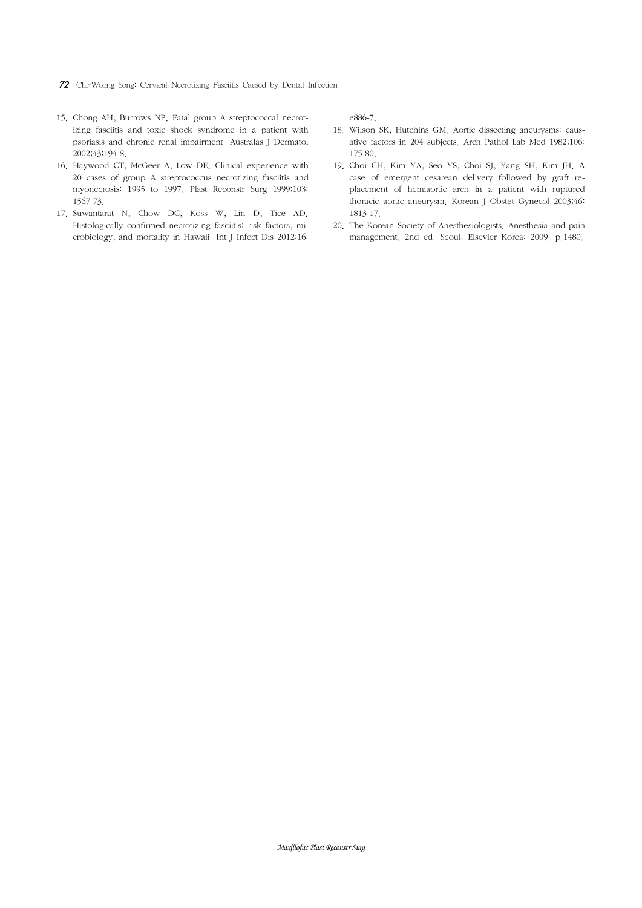15. Chong AH, Burrows NP. Fatal group A streptococcal necrotizing fasciitis and toxic shock syndrome in a patient with psoriasis and chronic renal impairment. Australas J Dermatol 2002;43:194-8.
16. Haywood CT, McGeer A, Low DE. Clinical experience with 20 cases of group A streptococcus necrotizing fasciitis and myonecrosis: 1995 to 1997. Plast Reconstr Surg 1999;103:1567-73.
17. Suwantarat N, Chow DC, Koss W, Lin D, Tice AD. Histologically confirmed necrotizing fasciitis: risk factors, microbiology, and mortality in Hawaii. Int J Infect Dis 2012;16:e886-7.
18. Wilson SK, Hutchins GM. Aortic dissecting aneurysms: causative factors in 204 subjects. Arch Pathol Lab Med 1982;106:175-80.
19. Choi CH, Kim YA, Seo YS, Choi SJ, Yang SH, Kim JH. A case of emergent cesarean delivery followed by graft replacement of hemiaortic arch in a patient with ruptured thoracic aortic aneurysm. Korean J Obstet Gynecol 2003;46:1813-17.
20. The Korean Society of Anesthesiologists. Anesthesia and pain management. 2nd ed. Seoul: Elsevier Korea; 2009. p.1480.